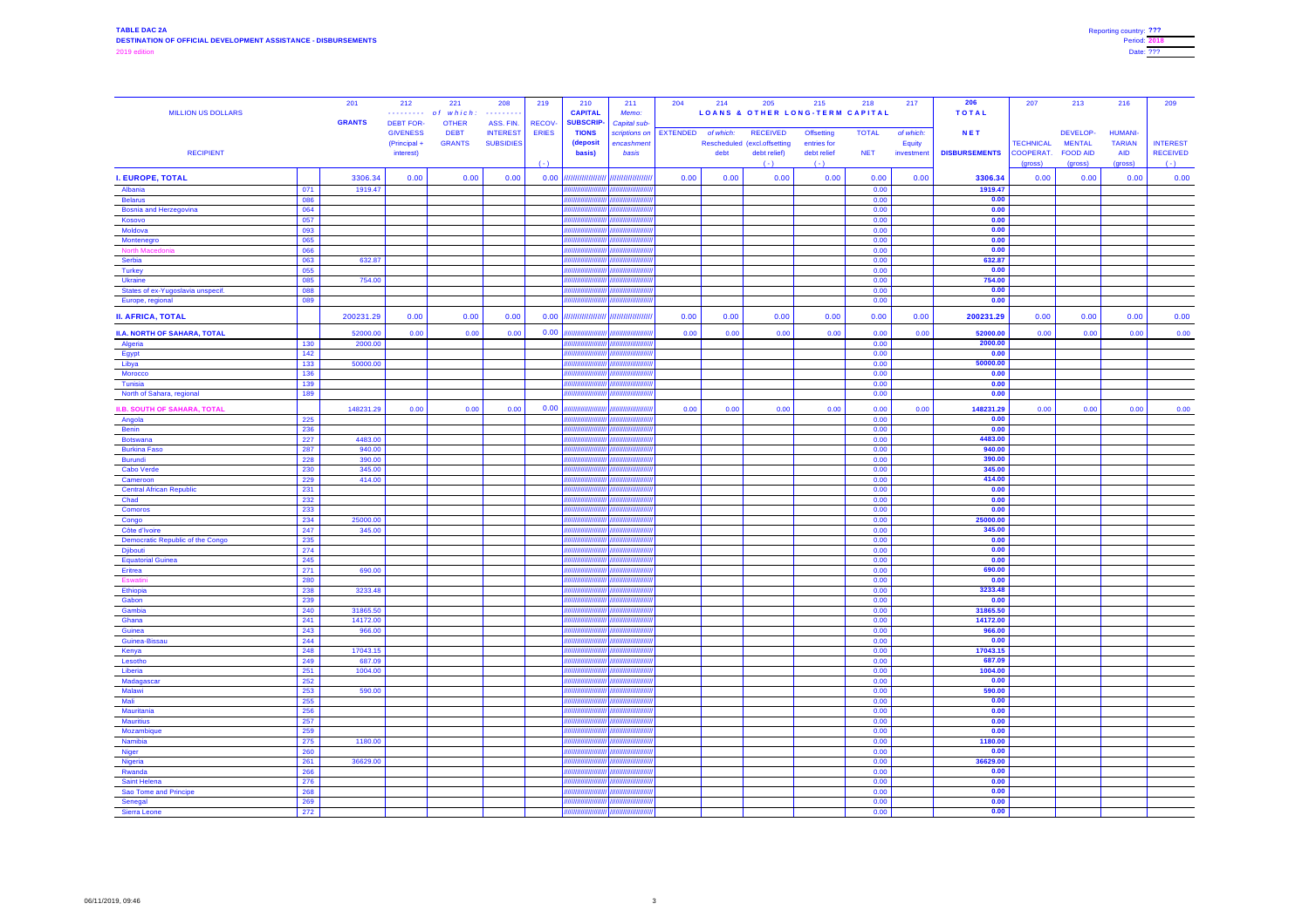**TABLE DAC 2A**
**DESTINATION OF OFFICIAL DEVELOPMENT ASSISTANCE - DISBURSEMENTS**
2019 edition

Reporting country: **???**
Period: **2018**
Date: **???**

| MILLION US DOLLARS | | 201 | 212 | 221 | 208 | 219 | 210 | 211 | 204 | 214 | 205 | 215 | 218 | 217 | 206 | 207 | 213 | 216 | 209 |
|---|---|---|---|---|---|---|---|---|---|---|---|---|---|---|---|---|---|---|---|
| | | **GRANTS** | --------- | of which: | --------- | RECOV-ERIES | CAPITAL SUBSCRIP-TIONS | Memo: Capital sub-scriptions on | LOANS & OTHER LONG-TERM CAPITAL | | | | | | TOTAL | | | | |
| RECIPIENT | | | DEBT FOR-GIVENESS (Principal + interest) | OTHER DEBT GRANTS | ASS. FIN. INTEREST SUBSIDIES | (-) | (deposit basis) | encashment basis | EXTENDED | of which: Rescheduled debt | RECEIVED (excl.offsetting debt relief) (-) | Offsetting entries for debt relief (-) | TOTAL NET | of which: Equity investment | NET DISBURSEMENTS | TECHNICAL COOPERAT. (gross) | DEVELOP-MENTAL FOOD AID (gross) | HUMANI-TARIAN AID (gross) | INTEREST RECEIVED (-) |
| **I. EUROPE, TOTAL** | | 3306.34 | 0.00 | 0.00 | 0.00 | 0.00 | | | 0.00 | 0.00 | 0.00 | 0.00 | 0.00 | 0.00 | 3306.34 | 0.00 | 0.00 | 0.00 | 0.00 |
| Albania | 071 | 1919.47 | | | | | | | | | | | 0.00 | | 1919.47 | | | | |
| Belarus | 086 | | | | | | | | | | | | 0.00 | | 0.00 | | | | |
| Bosnia and Herzegovina | 064 | | | | | | | | | | | | 0.00 | | 0.00 | | | | |
| Kosovo | 057 | | | | | | | | | | | | 0.00 | | 0.00 | | | | |
| Moldova | 093 | | | | | | | | | | | | 0.00 | | 0.00 | | | | |
| Montenegro | 065 | | | | | | | | | | | | 0.00 | | 0.00 | | | | |
| North Macedonia | 066 | | | | | | | | | | | | 0.00 | | 0.00 | | | | |
| Serbia | 063 | 632.87 | | | | | | | | | | | 0.00 | | 632.87 | | | | |
| Turkey | 055 | | | | | | | | | | | | 0.00 | | 0.00 | | | | |
| Ukraine | 085 | 754.00 | | | | | | | | | | | 0.00 | | 754.00 | | | | |
| States of ex-Yugoslavia unspecif. | 088 | | | | | | | | | | | | 0.00 | | 0.00 | | | | |
| Europe, regional | 089 | | | | | | | | | | | | 0.00 | | 0.00 | | | | |
| **II. AFRICA, TOTAL** | | 200231.29 | 0.00 | 0.00 | 0.00 | 0.00 | | | 0.00 | 0.00 | 0.00 | 0.00 | 0.00 | 0.00 | 200231.29 | 0.00 | 0.00 | 0.00 | 0.00 |
| **II.A. NORTH OF SAHARA, TOTAL** | | 52000.00 | 0.00 | 0.00 | 0.00 | 0.00 | | | 0.00 | 0.00 | 0.00 | 0.00 | 0.00 | 0.00 | 52000.00 | 0.00 | 0.00 | 0.00 | 0.00 |
| Algeria | 130 | 2000.00 | | | | | | | | | | | 0.00 | | 2000.00 | | | | |
| Egypt | 142 | | | | | | | | | | | | 0.00 | | 0.00 | | | | |
| Libya | 133 | 50000.00 | | | | | | | | | | | 0.00 | | 50000.00 | | | | |
| Morocco | 136 | | | | | | | | | | | | 0.00 | | 0.00 | | | | |
| Tunisia | 139 | | | | | | | | | | | | 0.00 | | 0.00 | | | | |
| North of Sahara, regional | 189 | | | | | | | | | | | | 0.00 | | 0.00 | | | | |
| **II.B. SOUTH OF SAHARA, TOTAL** | | 148231.29 | 0.00 | 0.00 | 0.00 | 0.00 | | | 0.00 | 0.00 | 0.00 | 0.00 | 0.00 | 0.00 | 148231.29 | 0.00 | 0.00 | 0.00 | 0.00 |
| Angola | 225 | | | | | | | | | | | | 0.00 | | 0.00 | | | | |
| Benin | 236 | | | | | | | | | | | | 0.00 | | 0.00 | | | | |
| Botswana | 227 | 4483.00 | | | | | | | | | | | 0.00 | | 4483.00 | | | | |
| Burkina Faso | 287 | 940.00 | | | | | | | | | | | 0.00 | | 940.00 | | | | |
| Burundi | 228 | 390.00 | | | | | | | | | | | 0.00 | | 390.00 | | | | |
| Cabo Verde | 230 | 345.00 | | | | | | | | | | | 0.00 | | 345.00 | | | | |
| Cameroon | 229 | 414.00 | | | | | | | | | | | 0.00 | | 414.00 | | | | |
| Central African Republic | 231 | | | | | | | | | | | | 0.00 | | 0.00 | | | | |
| Chad | 232 | | | | | | | | | | | | 0.00 | | 0.00 | | | | |
| Comoros | 233 | | | | | | | | | | | | 0.00 | | 0.00 | | | | |
| Congo | 234 | 25000.00 | | | | | | | | | | | 0.00 | | 25000.00 | | | | |
| Côte d'Ivoire | 247 | 345.00 | | | | | | | | | | | 0.00 | | 345.00 | | | | |
| Democratic Republic of the Congo | 235 | | | | | | | | | | | | 0.00 | | 0.00 | | | | |
| Djibouti | 274 | | | | | | | | | | | | 0.00 | | 0.00 | | | | |
| Equatorial Guinea | 245 | | | | | | | | | | | | 0.00 | | 0.00 | | | | |
| Eritrea | 271 | 690.00 | | | | | | | | | | | 0.00 | | 690.00 | | | | |
| Eswatini | 280 | | | | | | | | | | | | 0.00 | | 0.00 | | | | |
| Ethiopia | 238 | 3233.48 | | | | | | | | | | | 0.00 | | 3233.48 | | | | |
| Gabon | 239 | | | | | | | | | | | | 0.00 | | 0.00 | | | | |
| Gambia | 240 | 31865.50 | | | | | | | | | | | 0.00 | | 31865.50 | | | | |
| Ghana | 241 | 14172.00 | | | | | | | | | | | 0.00 | | 14172.00 | | | | |
| Guinea | 243 | 966.00 | | | | | | | | | | | 0.00 | | 966.00 | | | | |
| Guinea-Bissau | 244 | | | | | | | | | | | | 0.00 | | 0.00 | | | | |
| Kenya | 248 | 17043.15 | | | | | | | | | | | 0.00 | | 17043.15 | | | | |
| Lesotho | 249 | 687.09 | | | | | | | | | | | 0.00 | | 687.09 | | | | |
| Liberia | 251 | 1004.00 | | | | | | | | | | | 0.00 | | 1004.00 | | | | |
| Madagascar | 252 | | | | | | | | | | | | 0.00 | | 0.00 | | | | |
| Malawi | 253 | 590.00 | | | | | | | | | | | 0.00 | | 590.00 | | | | |
| Mali | 255 | | | | | | | | | | | | 0.00 | | 0.00 | | | | |
| Mauritania | 256 | | | | | | | | | | | | 0.00 | | 0.00 | | | | |
| Mauritius | 257 | | | | | | | | | | | | 0.00 | | 0.00 | | | | |
| Mozambique | 259 | | | | | | | | | | | | 0.00 | | 0.00 | | | | |
| Namibia | 275 | 1180.00 | | | | | | | | | | | 0.00 | | 1180.00 | | | | |
| Niger | 260 | | | | | | | | | | | | 0.00 | | 0.00 | | | | |
| Nigeria | 261 | 36629.00 | | | | | | | | | | | 0.00 | | 36629.00 | | | | |
| Rwanda | 266 | | | | | | | | | | | | 0.00 | | 0.00 | | | | |
| Saint Helena | 276 | | | | | | | | | | | | 0.00 | | 0.00 | | | | |
| Sao Tome and Principe | 268 | | | | | | | | | | | | 0.00 | | 0.00 | | | | |
| Senegal | 269 | | | | | | | | | | | | 0.00 | | 0.00 | | | | |
| Sierra Leone | 272 | | | | | | | | | | | | 0.00 | | 0.00 | | | | |

06/11/2019, 09:46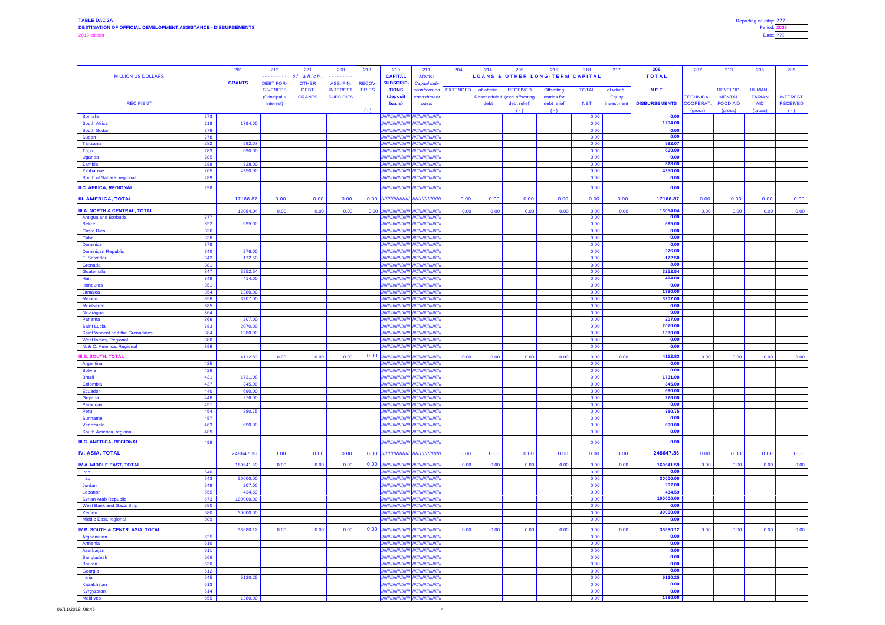**TABLE DAC 2A**
**DESTINATION OF OFFICIAL DEVELOPMENT ASSISTANCE - DISBURSEMENTS**
2019 edition

Reporting country: **???**
Period: **2018**
Date: **???**

| MILLION US DOLLARS | | 201 | 212 | 221 | 208 | 219 | 210 | 211 | 204 | 214 | 205 | 215 | 218 | 217 | 206 | 207 | 213 | 216 | 209 |
|---|---|---|---|---|---|---|---|---|---|---|---|---|---|---|---|---|---|---|---|
| | | **GRANTS** | --------- *of which:* --------- | | | | **CAPITAL SUBSCRIP-TIONS (deposit basis)** | *Memo: Capital sub-scriptions on encashment basis* | **LOANS & OTHER LONG-TERM CAPITAL** | | | | | | **TOTAL** | | | | |
| **RECIPIENT** | | | DEBT FOR-GIVENESS (Principal + interest) | OTHER DEBT GRANTS | ASS. FIN. INTEREST SUBSIDIES | RECOV-ERIES ( - ) | | | EXTENDED | *of which:* Rescheduled debt | RECEIVED (excl.offsetting debt relief) ( - ) | Offsetting entries for debt relief ( - ) | TOTAL NET | *of which:* Equity investment | **NET DISBURSEMENTS** | TECHNICAL COOPERAT. (gross) | DEVELOP-MENTAL FOOD AID (gross) | HUMANI-TARIAN AID (gross) | INTEREST RECEIVED ( - ) |
| Somalia | 273 | | | | | | | | | | | | 0.00 | | 0.00 | | | | |
| South Africa | 218 | 1794.00 | | | | | | | | | | | 0.00 | | 1794.00 | | | | |
| South Sudan | 279 | | | | | | | | | | | | 0.00 | | 0.00 | | | | |
| Sudan | 278 | | | | | | | | | | | | 0.00 | | 0.00 | | | | |
| Tanzania | 282 | 592.07 | | | | | | | | | | | 0.00 | | 592.07 | | | | |
| Togo | 283 | 690.00 | | | | | | | | | | | 0.00 | | 690.00 | | | | |
| Uganda | 285 | | | | | | | | | | | | 0.00 | | 0.00 | | | | |
| Zambia | 288 | 828.00 | | | | | | | | | | | 0.00 | | 828.00 | | | | |
| Zimbabwe | 265 | 4350.00 | | | | | | | | | | | 0.00 | | 4350.00 | | | | |
| South of Sahara, regional | 289 | | | | | | | | | | | | 0.00 | | 0.00 | | | | |
| **II.C. AFRICA, REGIONAL** | 298 | | | | | | | | | | | | 0.00 | | 0.00 | | | | |
| **III. AMERICA, TOTAL** | | 17166.87 | 0.00 | 0.00 | 0.00 | 0.00 | | | 0.00 | 0.00 | 0.00 | 0.00 | 0.00 | 0.00 | 17166.87 | 0.00 | 0.00 | 0.00 | 0.00 |
| **III.A. NORTH & CENTRAL, TOTAL** | | 13054.04 | 0.00 | 0.00 | 0.00 | 0.00 | | | 0.00 | 0.00 | 0.00 | 0.00 | 0.00 | 0.00 | 13054.04 | 0.00 | 0.00 | 0.00 | 0.00 |
| Antigua and Barbuda | 377 | | | | | | | | | | | | 0.00 | | 0.00 | | | | |
| Belize | 352 | 695.00 | | | | | | | | | | | 0.00 | | 695.00 | | | | |
| Costa Rica | 336 | | | | | | | | | | | | 0.00 | | 0.00 | | | | |
| Cuba | 338 | | | | | | | | | | | | 0.00 | | 0.00 | | | | |
| Dominica | 378 | | | | | | | | | | | | 0.00 | | 0.00 | | | | |
| Dominican Republic | 340 | 276.00 | | | | | | | | | | | 0.00 | | 276.00 | | | | |
| El Salvador | 342 | 172.50 | | | | | | | | | | | 0.00 | | 172.50 | | | | |
| Grenada | 381 | | | | | | | | | | | | 0.00 | | 0.00 | | | | |
| Guatemala | 347 | 3252.54 | | | | | | | | | | | 0.00 | | 3252.54 | | | | |
| Haiti | 349 | 414.00 | | | | | | | | | | | 0.00 | | 414.00 | | | | |
| Honduras | 351 | | | | | | | | | | | | 0.00 | | 0.00 | | | | |
| Jamaica | 354 | 1380.00 | | | | | | | | | | | 0.00 | | 1380.00 | | | | |
| Mexico | 358 | 3207.00 | | | | | | | | | | | 0.00 | | 3207.00 | | | | |
| Montserrat | 385 | | | | | | | | | | | | 0.00 | | 0.00 | | | | |
| Nicaragua | 364 | | | | | | | | | | | | 0.00 | | 0.00 | | | | |
| Panama | 366 | 207.00 | | | | | | | | | | | 0.00 | | 207.00 | | | | |
| Saint Lucia | 383 | 2070.00 | | | | | | | | | | | 0.00 | | 2070.00 | | | | |
| Saint Vincent and the Grenadines | 384 | 1380.00 | | | | | | | | | | | 0.00 | | 1380.00 | | | | |
| West Indies, Regional | 380 | | | | | | | | | | | | 0.00 | | 0.00 | | | | |
| N. & C. America, Regional | 389 | | | | | | | | | | | | 0.00 | | 0.00 | | | | |
| **III.B. SOUTH, TOTAL** | | 4112.83 | 0.00 | 0.00 | 0.00 | 0.00 | | | 0.00 | 0.00 | 0.00 | 0.00 | 0.00 | 0.00 | 4112.83 | 0.00 | 0.00 | 0.00 | 0.00 |
| Argentina | 425 | | | | | | | | | | | | 0.00 | | 0.00 | | | | |
| Bolivia | 428 | | | | | | | | | | | | 0.00 | | 0.00 | | | | |
| Brazil | 431 | 1731.08 | | | | | | | | | | | 0.00 | | 1731.08 | | | | |
| Colombia | 437 | 345.00 | | | | | | | | | | | 0.00 | | 345.00 | | | | |
| Ecuador | 440 | 690.00 | | | | | | | | | | | 0.00 | | 690.00 | | | | |
| Guyana | 446 | 276.00 | | | | | | | | | | | 0.00 | | 276.00 | | | | |
| Paraguay | 451 | | | | | | | | | | | | 0.00 | | 0.00 | | | | |
| Peru | 454 | 380.75 | | | | | | | | | | | 0.00 | | 380.75 | | | | |
| Suriname | 457 | | | | | | | | | | | | 0.00 | | 0.00 | | | | |
| Venezuela | 463 | 690.00 | | | | | | | | | | | 0.00 | | 690.00 | | | | |
| South America, regional | 489 | | | | | | | | | | | | 0.00 | | 0.00 | | | | |
| **III.C. AMERICA, REGIONAL** | 498 | | | | | | | | | | | | 0.00 | | 0.00 | | | | |
| **IV. ASIA, TOTAL** | | 248647.36 | 0.00 | 0.00 | 0.00 | 0.00 | | | 0.00 | 0.00 | 0.00 | 0.00 | 0.00 | 0.00 | 248647.36 | 0.00 | 0.00 | 0.00 | 0.00 |
| **IV.A. MIDDLE EAST, TOTAL** | | 160641.59 | 0.00 | 0.00 | 0.00 | 0.00 | | | 0.00 | 0.00 | 0.00 | 0.00 | 0.00 | 0.00 | 160641.59 | 0.00 | 0.00 | 0.00 | 0.00 |
| Iran | 540 | | | | | | | | | | | | 0.00 | | 0.00 | | | | |
| Iraq | 543 | 30000.00 | | | | | | | | | | | 0.00 | | 30000.00 | | | | |
| Jordan | 549 | 207.00 | | | | | | | | | | | 0.00 | | 207.00 | | | | |
| Lebanon | 555 | 434.59 | | | | | | | | | | | 0.00 | | 434.59 | | | | |
| Syrian Arab Republic | 573 | 100000.00 | | | | | | | | | | | 0.00 | | 100000.00 | | | | |
| West Bank and Gaza Strip | 550 | | | | | | | | | | | | 0.00 | | 0.00 | | | | |
| Yemen | 580 | 30000.00 | | | | | | | | | | | 0.00 | | 30000.00 | | | | |
| Middle East, regional | 589 | | | | | | | | | | | | 0.00 | | 0.00 | | | | |
| **IV.B. SOUTH & CENTR. ASIA, TOTAL** | | 33680.12 | 0.00 | 0.00 | 0.00 | 0.00 | | | 0.00 | 0.00 | 0.00 | 0.00 | 0.00 | 0.00 | 33680.12 | 0.00 | 0.00 | 0.00 | 0.00 |
| Afghanistan | 625 | | | | | | | | | | | | 0.00 | | 0.00 | | | | |
| Armenia | 610 | | | | | | | | | | | | 0.00 | | 0.00 | | | | |
| Azerbaijan | 611 | | | | | | | | | | | | 0.00 | | 0.00 | | | | |
| Bangladesh | 666 | | | | | | | | | | | | 0.00 | | 0.00 | | | | |
| Bhutan | 630 | | | | | | | | | | | | 0.00 | | 0.00 | | | | |
| Georgia | 612 | | | | | | | | | | | | 0.00 | | 0.00 | | | | |
| India | 645 | 5120.25 | | | | | | | | | | | 0.00 | | 5120.25 | | | | |
| Kazakhstan | 613 | | | | | | | | | | | | 0.00 | | 0.00 | | | | |
| Kyrgyzstan | 614 | | | | | | | | | | | | 0.00 | | 0.00 | | | | |
| Maldives | 655 | 1380.00 | | | | | | | | | | | 0.00 | | 1380.00 | | | | |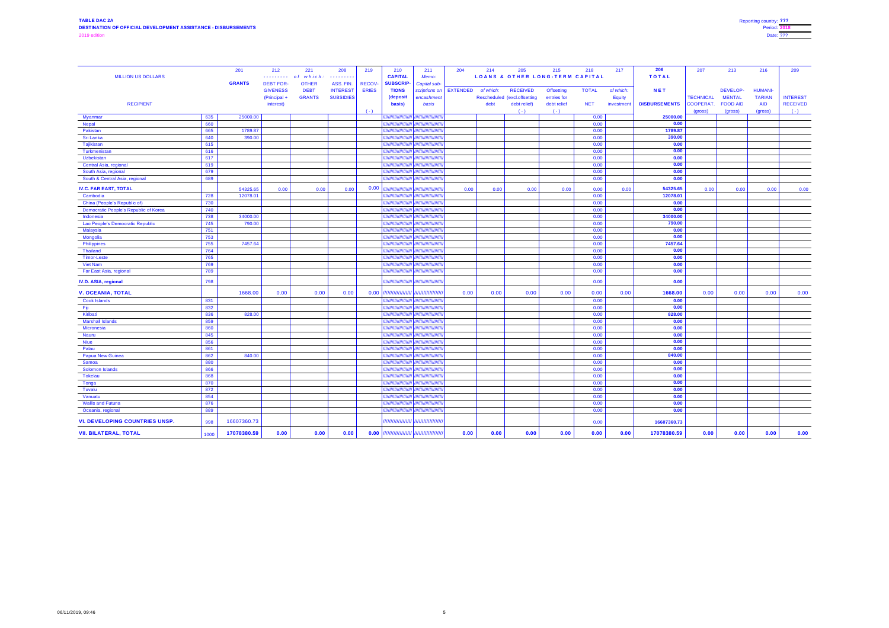**TABLE DAC 2A**
**DESTINATION OF OFFICIAL DEVELOPMENT ASSISTANCE - DISBURSEMENTS**
2019 edition

Reporting country: ???
Period: 2018
Date: ???

| MILLION US DOLLARS | | 201 | 212 | 221 | 208 | 219 | 210 | 211 | 204 | 214 | 205 | 215 | 218 | 217 | 206 | 207 | 213 | 216 | 209 |
|---|---|---|---|---|---|---|---|---|---|---|---|---|---|---|---|---|---|---|---|
| | | GRANTS | - - - - - - - - - of which: - - - - - - - - - | | | | CAPITAL | Memo: | LOANS & OTHER LONG-TERM CAPITAL | | | | | | TOTAL | | | | |
| RECIPIENT | | | DEBT FOR-GIVENESS (Principal + interest) | OTHER DEBT GRANTS | ASS. FIN. INTEREST SUBSIDIES | RECOV-ERIES ( - ) | SUBSCRIP-TIONS (deposit basis) | Capital sub-scriptions on encashment basis | EXTENDED | of which: Rescheduled debt | RECEIVED (excl.offsetting debt relief) ( - ) | Offsetting entries for debt relief ( - ) | TOTAL NET | of which: Equity investment | NET DISBURSEMENTS | TECHNICAL COOPERAT. (gross) | DEVELOP-MENTAL FOOD AID (gross) | HUMANI-TARIAN AID (gross) | INTEREST RECEIVED ( - ) |
| Myanmar | 635 | 25000.00 | | | | | ///////////////// | ///////////////// | | | | | 0.00 | | 25000.00 | | | | |
| Nepal | 660 | | | | | | ///////////////// | ///////////////// | | | | | 0.00 | | 0.00 | | | | |
| Pakistan | 665 | 1789.87 | | | | | ///////////////// | ///////////////// | | | | | 0.00 | | 1789.87 | | | | |
| Sri Lanka | 640 | 390.00 | | | | | ///////////////// | ///////////////// | | | | | 0.00 | | 390.00 | | | | |
| Tajikistan | 615 | | | | | | ///////////////// | ///////////////// | | | | | 0.00 | | 0.00 | | | | |
| Turkmenistan | 616 | | | | | | ///////////////// | ///////////////// | | | | | 0.00 | | 0.00 | | | | |
| Uzbekistan | 617 | | | | | | ///////////////// | ///////////////// | | | | | 0.00 | | 0.00 | | | | |
| Central Asia, regional | 619 | | | | | | ///////////////// | ///////////////// | | | | | 0.00 | | 0.00 | | | | |
| South Asia, regional | 679 | | | | | | ///////////////// | ///////////////// | | | | | 0.00 | | 0.00 | | | | |
| South & Central Asia, regional | 689 | | | | | | ///////////////// | ///////////////// | | | | | 0.00 | | 0.00 | | | | |
| **IV.C. FAR EAST, TOTAL** | | 54325.65 | 0.00 | 0.00 | 0.00 | 0.00 | ///////////////// | ///////////////// | 0.00 | 0.00 | 0.00 | 0.00 | 0.00 | 0.00 | 54325.65 | 0.00 | 0.00 | 0.00 | 0.00 |
| Cambodia | 728 | 12078.01 | | | | | ///////////////// | ///////////////// | | | | | 0.00 | | 12078.01 | | | | |
| China (People's Republic of) | 730 | | | | | | ///////////////// | ///////////////// | | | | | 0.00 | | 0.00 | | | | |
| Democratic People's Republic of Korea | 740 | | | | | | ///////////////// | ///////////////// | | | | | 0.00 | | 0.00 | | | | |
| Indonesia | 738 | 34000.00 | | | | | ///////////////// | ///////////////// | | | | | 0.00 | | 34000.00 | | | | |
| Lao People's Democratic Republic | 745 | 790.00 | | | | | ///////////////// | ///////////////// | | | | | 0.00 | | 790.00 | | | | |
| Malaysia | 751 | | | | | | ///////////////// | ///////////////// | | | | | 0.00 | | 0.00 | | | | |
| Mongolia | 753 | | | | | | ///////////////// | ///////////////// | | | | | 0.00 | | 0.00 | | | | |
| Philippines | 755 | 7457.64 | | | | | ///////////////// | ///////////////// | | | | | 0.00 | | 7457.64 | | | | |
| Thailand | 764 | | | | | | ///////////////// | ///////////////// | | | | | 0.00 | | 0.00 | | | | |
| Timor-Leste | 765 | | | | | | ///////////////// | ///////////////// | | | | | 0.00 | | 0.00 | | | | |
| Viet Nam | 769 | | | | | | ///////////////// | ///////////////// | | | | | 0.00 | | 0.00 | | | | |
| Far East Asia, regional | 789 | | | | | | ///////////////// | ///////////////// | | | | | 0.00 | | 0.00 | | | | |
| **IV.D. ASIA, regional** | 798 | | | | | | ///////////////// | ///////////////// | | | | | 0.00 | | 0.00 | | | | |
| **V. OCEANIA, TOTAL** | | 1668.00 | 0.00 | 0.00 | 0.00 | 0.00 | ///////////////// | ///////////////// | 0.00 | 0.00 | 0.00 | 0.00 | 0.00 | 0.00 | 1668.00 | 0.00 | 0.00 | 0.00 | 0.00 |
| Cook Islands | 831 | | | | | | ///////////////// | ///////////////// | | | | | 0.00 | | 0.00 | | | | |
| Fiji | 832 | | | | | | ///////////////// | ///////////////// | | | | | 0.00 | | 0.00 | | | | |
| Kiribati | 836 | 828.00 | | | | | ///////////////// | ///////////////// | | | | | 0.00 | | 828.00 | | | | |
| Marshall Islands | 859 | | | | | | ///////////////// | ///////////////// | | | | | 0.00 | | 0.00 | | | | |
| Micronesia | 860 | | | | | | ///////////////// | ///////////////// | | | | | 0.00 | | 0.00 | | | | |
| Nauru | 845 | | | | | | ///////////////// | ///////////////// | | | | | 0.00 | | 0.00 | | | | |
| Niue | 856 | | | | | | ///////////////// | ///////////////// | | | | | 0.00 | | 0.00 | | | | |
| Palau | 861 | | | | | | ///////////////// | ///////////////// | | | | | 0.00 | | 0.00 | | | | |
| Papua New Guinea | 862 | 840.00 | | | | | ///////////////// | ///////////////// | | | | | 0.00 | | 840.00 | | | | |
| Samoa | 880 | | | | | | ///////////////// | ///////////////// | | | | | 0.00 | | 0.00 | | | | |
| Solomon Islands | 866 | | | | | | ///////////////// | ///////////////// | | | | | 0.00 | | 0.00 | | | | |
| Tokelau | 868 | | | | | | ///////////////// | ///////////////// | | | | | 0.00 | | 0.00 | | | | |
| Tonga | 870 | | | | | | ///////////////// | ///////////////// | | | | | 0.00 | | 0.00 | | | | |
| Tuvalu | 872 | | | | | | ///////////////// | ///////////////// | | | | | 0.00 | | 0.00 | | | | |
| Vanuatu | 854 | | | | | | ///////////////// | ///////////////// | | | | | 0.00 | | 0.00 | | | | |
| Wallis and Futuna | 876 | | | | | | ///////////////// | ///////////////// | | | | | 0.00 | | 0.00 | | | | |
| Oceania, regional | 889 | | | | | | ///////////////// | ///////////////// | | | | | 0.00 | | 0.00 | | | | |
| **VI. DEVELOPING COUNTRIES UNSP.** | 998 | 16607360.73 | | | | | ///////////////// | ///////////////// | | | | | 0.00 | | 16607360.73 | | | | |
| **VII. BILATERAL, TOTAL** | 1000 | 17078380.59 | 0.00 | 0.00 | 0.00 | 0.00 | ///////////////// | ///////////////// | 0.00 | 0.00 | 0.00 | 0.00 | 0.00 | 0.00 | 17078380.59 | 0.00 | 0.00 | 0.00 | 0.00 |

06/11/2019, 09:46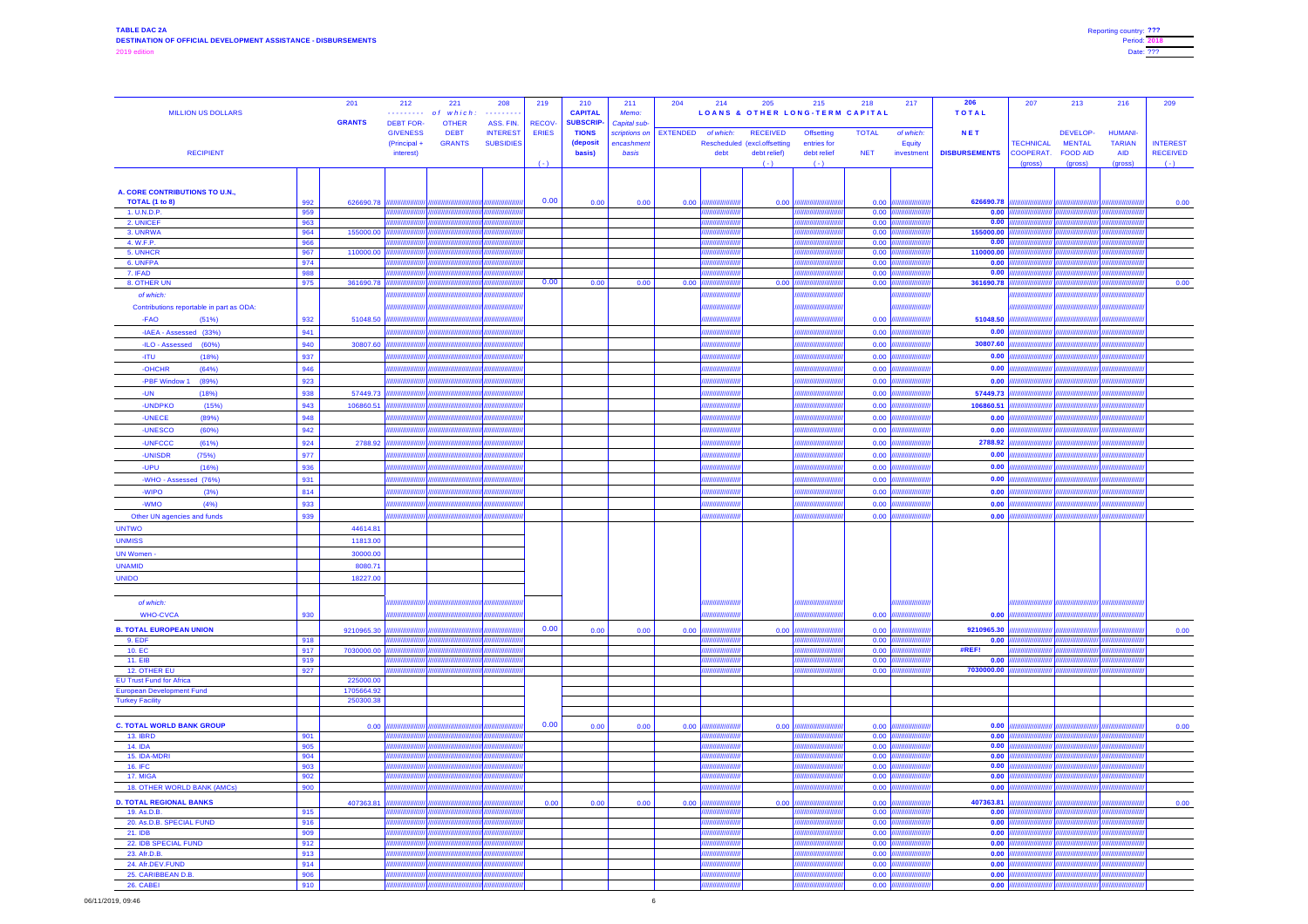**TABLE DAC 2A**

**DESTINATION OF OFFICIAL DEVELOPMENT ASSISTANCE - DISBURSEMENTS**

2019 edition

Reporting country: **???**
Period: **2018**
Date: ???

| MILLION US DOLLARS | | 201 | 212 | 221 | 208 | 219 | 210 | 211 | 204 | 214 | 205 | 215 | 218 | 217 | 206 | 207 | 213 | 216 | 209 |
|---|---|---|---|---|---|---|---|---|---|---|---|---|---|---|---|---|---|---|---|
| | | GRANTS | --------- of which: --------- | | | RECOVERIES | CAPITAL SUBSCRIPTIONS | Memo: Capital subscriptions on | LOANS & OTHER LONG-TERM CAPITAL | | | | | | TOTAL | | | | |
| RECIPIENT | | | DEBT FORGIVENESS (Principal + interest) | OTHER DEBT GRANTS | ASS. FIN. INTEREST SUBSIDIES | ( - ) | (deposit basis) | encashment basis | EXTENDED | of which: Rescheduled debt | RECEIVED (excl.offsetting debt relief) ( - ) | Offsetting entries for debt relief ( - ) | TOTAL NET | of which: Equity investment | NET DISBURSEMENTS | TECHNICAL COOPERAT. (gross) | DEVELOPMENTAL FOOD AID (gross) | HUMANITARIAN AID (gross) | INTEREST RECEIVED ( - ) |
| **A. CORE CONTRIBUTIONS TO U.N., TOTAL (1 to 8)** | 992 | 626690.78 | | | | 0.00 | 0.00 | 0.00 | 0.00 | | 0.00 | | 0.00 | | 626690.78 | | | | 0.00 |
| 1. U.N.D.P. | 959 | | | | | | | | | | | | 0.00 | | 0.00 | | | | |
| 2. UNICEF | 963 | | | | | | | | | | | | 0.00 | | 0.00 | | | | |
| 3. UNRWA | 964 | 155000.00 | | | | | | | | | | | 0.00 | | 155000.00 | | | | |
| 4. W.F.P. | 966 | | | | | | | | | | | | 0.00 | | 0.00 | | | | |
| 5. UNHCR | 967 | 110000.00 | | | | | | | | | | | 0.00 | | 110000.00 | | | | |
| 6. UNFPA | 974 | | | | | | | | | | | | 0.00 | | 0.00 | | | | |
| 7. IFAD | 988 | | | | | | | | | | | | 0.00 | | 0.00 | | | | |
| 8. OTHER UN | 975 | 361690.78 | | | | 0.00 | 0.00 | 0.00 | 0.00 | | 0.00 | | 0.00 | | 361690.78 | | | | 0.00 |
| *of which:* | | | | | | | | | | | | | | | | | | | |
| Contributions reportable in part as ODA: | | | | | | | | | | | | | | | | | | | |
| -FAO (51%) | 932 | 51048.50 | | | | | | | | | | | 0.00 | | 51048.50 | | | | |
| -IAEA - Assessed (33%) | 941 | | | | | | | | | | | | 0.00 | | 0.00 | | | | |
| -ILO - Assessed (60%) | 940 | 30807.60 | | | | | | | | | | | 0.00 | | 30807.60 | | | | |
| -ITU (18%) | 937 | | | | | | | | | | | | 0.00 | | 0.00 | | | | |
| -OHCHR (64%) | 946 | | | | | | | | | | | | 0.00 | | 0.00 | | | | |
| -PBF Window 1 (89%) | 923 | | | | | | | | | | | | 0.00 | | 0.00 | | | | |
| -UN (18%) | 938 | 57449.73 | | | | | | | | | | | 0.00 | | 57449.73 | | | | |
| -UNDPKO (15%) | 943 | 106860.51 | | | | | | | | | | | 0.00 | | 106860.51 | | | | |
| -UNECE (89%) | 948 | | | | | | | | | | | | 0.00 | | 0.00 | | | | |
| -UNESCO (60%) | 942 | | | | | | | | | | | | 0.00 | | 0.00 | | | | |
| -UNFCCC (61%) | 924 | 2788.92 | | | | | | | | | | | 0.00 | | 2788.92 | | | | |
| -UNISDR (75%) | 977 | | | | | | | | | | | | 0.00 | | 0.00 | | | | |
| -UPU (16%) | 936 | | | | | | | | | | | | 0.00 | | 0.00 | | | | |
| -WHO - Assessed (76%) | 931 | | | | | | | | | | | | 0.00 | | 0.00 | | | | |
| -WIPO (3%) | 814 | | | | | | | | | | | | 0.00 | | 0.00 | | | | |
| -WMO (4%) | 933 | | | | | | | | | | | | 0.00 | | 0.00 | | | | |
| Other UN agencies and funds | 939 | | | | | | | | | | | | 0.00 | | 0.00 | | | | |
| UNTWO | | 44614.81 | | | | | | | | | | | | | | | | | |
| UNMISS | | 11813.00 | | | | | | | | | | | | | | | | | |
| UN Women - | | 30000.00 | | | | | | | | | | | | | | | | | |
| UNAMID | | 8080.71 | | | | | | | | | | | | | | | | | |
| UNIDO | | 18227.00 | | | | | | | | | | | | | | | | | |
| *of which:* | | | | | | | | | | | | | | | | | | | |
| WHO-CVCA | 930 | | | | | | | | | | | | 0.00 | | 0.00 | | | | |
| **B. TOTAL EUROPEAN UNION** | | 9210965.30 | | | | 0.00 | 0.00 | 0.00 | 0.00 | | 0.00 | | 0.00 | | 9210965.30 | | | | 0.00 |
| 9. EDF | 918 | | | | | | | | | | | | 0.00 | | 0.00 | | | | |
| 10. EC | 917 | 7030000.00 | | | | | | | | | | | 0.00 | | #REF! | | | | |
| 11. EIB | 919 | | | | | | | | | | | | 0.00 | | 0.00 | | | | |
| 12. OTHER EU | 927 | | | | | | | | | | | | 0.00 | | 7030000.00 | | | | |
| EU Trust Fund for Africa | | 225000.00 | | | | | | | | | | | | | | | | | |
| European Development Fund | | 1705664.92 | | | | | | | | | | | | | | | | | |
| Turkey Facility | | 250300.38 | | | | | | | | | | | | | | | | | |
| **C. TOTAL WORLD BANK GROUP** | | 0.00 | | | | 0.00 | 0.00 | 0.00 | 0.00 | | 0.00 | | 0.00 | | 0.00 | | | | 0.00 |
| 13. IBRD | 901 | | | | | | | | | | | | 0.00 | | 0.00 | | | | |
| 14. IDA | 905 | | | | | | | | | | | | 0.00 | | 0.00 | | | | |
| 15. IDA-MDRI | 904 | | | | | | | | | | | | 0.00 | | 0.00 | | | | |
| 16. IFC | 903 | | | | | | | | | | | | 0.00 | | 0.00 | | | | |
| 17. MIGA | 902 | | | | | | | | | | | | 0.00 | | 0.00 | | | | |
| 18. OTHER WORLD BANK (AMCs) | 900 | | | | | | | | | | | | 0.00 | | 0.00 | | | | |
| **D. TOTAL REGIONAL BANKS** | | 407363.81 | | | | 0.00 | 0.00 | 0.00 | 0.00 | | 0.00 | | 0.00 | | 407363.81 | | | | 0.00 |
| 19. As.D.B. | 915 | | | | | | | | | | | | 0.00 | | 0.00 | | | | |
| 20. As.D.B. SPECIAL FUND | 916 | | | | | | | | | | | | 0.00 | | 0.00 | | | | |
| 21. IDB | 909 | | | | | | | | | | | | 0.00 | | 0.00 | | | | |
| 22. IDB SPECIAL FUND | 912 | | | | | | | | | | | | 0.00 | | 0.00 | | | | |
| 23. Afr.D.B. | 913 | | | | | | | | | | | | 0.00 | | 0.00 | | | | |
| 24. Afr.DEV.FUND | 914 | | | | | | | | | | | | 0.00 | | 0.00 | | | | |
| 25. CARIBBEAN D.B. | 906 | | | | | | | | | | | | 0.00 | | 0.00 | | | | |
| 26. CABEI | 910 | | | | | | | | | | | | 0.00 | | 0.00 | | | | |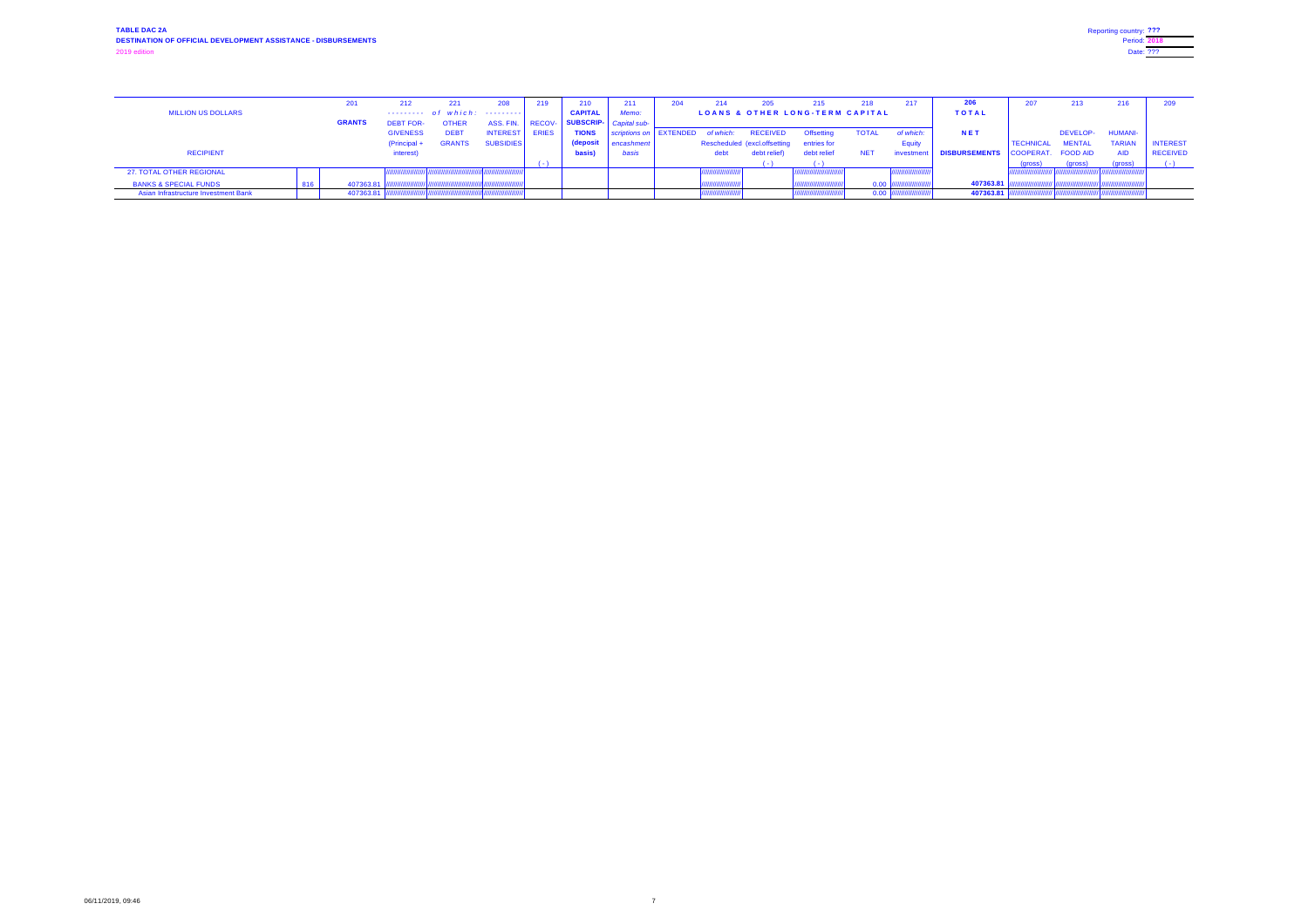**TABLE DAC 2A**
**DESTINATION OF OFFICIAL DEVELOPMENT ASSISTANCE - DISBURSEMENTS**
2019 edition

Reporting country: ???
Period: 2018
Date: ???

| MILLION US DOLLARS | | 201 | 212 | 221 | 208 | 219 | 210 | 211 | 204 | 214 | 205 | 215 | 218 | 217 | 206 | 207 | 213 | 216 | 209 |
|---|---|---|---|---|---|---|---|---|---|---|---|---|---|---|---|---|---|---|---|
| | | | --------- of which: --------- | | | | CAPITAL | Memo: | LOANS & OTHER LONG-TERM CAPITAL | | | | | | TOTAL | | | | |
| | | GRANTS | DEBT FOR-GIVENESS (Principal + interest) | OTHER DEBT GRANTS | ASS. FIN. INTEREST SUBSIDIES | RECOV-ERIES ( - ) | SUBSCRIP-TIONS (deposit basis) | Capital sub-scriptions on encashment basis | EXTENDED | of which: Rescheduled debt | RECEIVED (excl.offsetting debt relief) ( - ) | Offsetting entries for debt relief ( - ) | TOTAL NET | of which: Equity investment | NET DISBURSEMENTS | TECHNICAL COOPERAT. (gross) | DEVELOP-MENTAL FOOD AID (gross) | HUMANI-TARIAN AID (gross) | INTEREST RECEIVED ( - ) |
| 27. TOTAL OTHER REGIONAL | | | ////////// | ////////// | ////////// | | | | | ////////// | | ////////// | | ////////// | | ////////// | ////////// | ////////// | |
| BANKS & SPECIAL FUNDS | 816 | 407363.81 | ////////// | ////////// | ////////// | | | | | ////////// | | ////////// | 0.00 | ////////// | 407363.81 | ////////// | ////////// | ////////// | |
| Asian Infrastructure Investment Bank | | 407363.81 | ////////// | ////////// | ////////// | | | | | ////////// | | ////////// | 0.00 | ////////// | 407363.81 | ////////// | ////////// | ////////// | |

06/11/2019, 09:46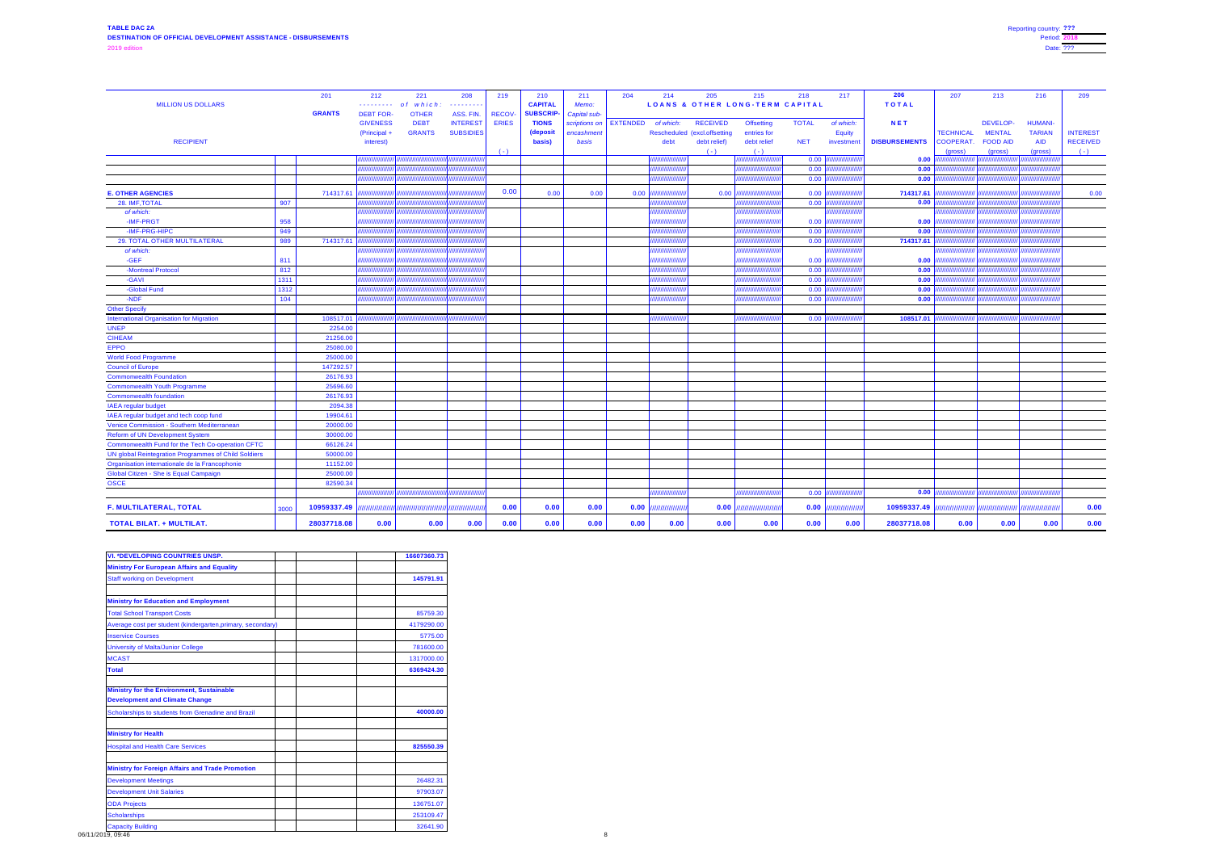**TABLE DAC 2A**
**DESTINATION OF OFFICIAL DEVELOPMENT ASSISTANCE - DISBURSEMENTS**
2019 edition

Reporting country: **???**
Period: **2018**
Date: **???**

| MILLION US DOLLARS | | 201 | 212 | 221 | 208 | 219 | 210 | 211 | 204 | 214 | 205 | 215 | 218 | 217 | 206 | 207 | 213 | 216 | 209 |
|---|---|---|---|---|---|---|---|---|---|---|---|---|---|---|---|---|---|---|---|
| | | GRANTS | --------- of which: --------- | | | RECOV-ERIES | CAPITAL SUBSCRIP-TIONS (deposit basis) | Memo: Capital sub-scriptions on encashment basis | LOANS & OTHER LONG-TERM CAPITAL | | | | | | TOTAL | | | | |
| RECIPIENT | | | DEBT FOR-GIVENESS (Principal + interest) | OTHER DEBT GRANTS | ASS. FIN. INTEREST SUBSIDIES | ( - ) | | | EXTENDED | of which: Rescheduled debt | RECEIVED (excl.offsetting debt relief) ( - ) | Offsetting entries for debt relief ( - ) | TOTAL NET | of which: Equity investment | NET DISBURSEMENTS | TECHNICAL COOPERAT. (gross) | DEVELOP-MENTAL FOOD AID (gross) | HUMANI-TARIAN AID (gross) | INTEREST RECEIVED ( - ) |
| | | | | | | | | | | | | | 0.00 | | 0.00 | | | | |
| | | | | | | | | | | | | | 0.00 | | 0.00 | | | | |
| | | | | | | | | | | | | | 0.00 | | 0.00 | | | | |
| **E. OTHER AGENCIES** | | 714317.61 | | | | 0.00 | 0.00 | 0.00 | 0.00 | | 0.00 | | 0.00 | | 714317.61 | | | | 0.00 |
| 28. IMF,TOTAL | 907 | | | | | | | | | | | | 0.00 | | 0.00 | | | | |
| of which: | | | | | | | | | | | | | | | | | | | |
| -IMF-PRGT | 958 | | | | | | | | | | | | 0.00 | | 0.00 | | | | |
| -IMF-PRG-HIPC | 949 | | | | | | | | | | | | 0.00 | | 0.00 | | | | |
| 29. TOTAL OTHER MULTILATERAL | 989 | 714317.61 | | | | | | | | | | | 0.00 | | 714317.61 | | | | |
| of which: | | | | | | | | | | | | | | | | | | | |
| -GEF | 811 | | | | | | | | | | | | 0.00 | | 0.00 | | | | |
| -Montreal Protocol | 812 | | | | | | | | | | | | 0.00 | | 0.00 | | | | |
| -GAVI | 1311 | | | | | | | | | | | | 0.00 | | 0.00 | | | | |
| -Global Fund | 1312 | | | | | | | | | | | | 0.00 | | 0.00 | | | | |
| -NDF | 104 | | | | | | | | | | | | 0.00 | | 0.00 | | | | |
| Other Specify | | | | | | | | | | | | | | | | | | | |
| International Organisation for Migration | | 108517.01 | | | | | | | | | | | 0.00 | | 108517.01 | | | | |
| UNEP | | 2254.00 | | | | | | | | | | | | | | | | | |
| CIHEAM | | 21256.00 | | | | | | | | | | | | | | | | | |
| EPPO | | 25080.00 | | | | | | | | | | | | | | | | | |
| World Food Programme | | 25000.00 | | | | | | | | | | | | | | | | | |
| Council of Europe | | 147292.57 | | | | | | | | | | | | | | | | | |
| Commonwealth Foundation | | 26176.93 | | | | | | | | | | | | | | | | | |
| Commonwealth Youth Programme | | 25696.60 | | | | | | | | | | | | | | | | | |
| Commonwealth foundation | | 26176.93 | | | | | | | | | | | | | | | | | |
| IAEA regular budget | | 2094.38 | | | | | | | | | | | | | | | | | |
| IAEA regular budget and tech coop fund | | 19904.61 | | | | | | | | | | | | | | | | | |
| Venice Commission - Southern Mediterranean | | 20000.00 | | | | | | | | | | | | | | | | | |
| Reform of UN Development System | | 30000.00 | | | | | | | | | | | | | | | | | |
| Commonwealth Fund for the Tech Co-operation CFTC | | 66126.24 | | | | | | | | | | | | | | | | | |
| UN global Reintegration Programmes of Child Soldiers | | 50000.00 | | | | | | | | | | | | | | | | | |
| Organisation internationale de la Francophonie | | 11152.00 | | | | | | | | | | | | | | | | | |
| Global Citizen - She is Equal Campaign | | 25000.00 | | | | | | | | | | | | | | | | | |
| OSCE | | 82590.34 | | | | | | | | | | | | | | | | | |
| | | | | | | | | | | | | | 0.00 | | 0.00 | | | | |
| **F. MULTILATERAL, TOTAL** | 3000 | **10959337.49** | | | | **0.00** | **0.00** | **0.00** | **0.00** | | **0.00** | | **0.00** | | **10959337.49** | | | | **0.00** |
| **TOTAL BILAT. + MULTILAT.** | | **28037718.08** | **0.00** | **0.00** | **0.00** | **0.00** | **0.00** | **0.00** | **0.00** | **0.00** | **0.00** | **0.00** | **0.00** | **0.00** | **28037718.08** | **0.00** | **0.00** | **0.00** | **0.00** |

| VI. *DEVELOPING COUNTRIES UNSP. | | | | 16607360.73 |
|---|---|---|---|---|
| **Ministry For European Affairs and Equality** | | | | |
| Staff working on Development | | | | **145791.91** |
| | | | | |
| **Ministry for Education and Employment** | | | | |
| Total School Transport Costs | | | | 85759.30 |
| Average cost per student (kindergarten,primary, secondary) | | | | 4179290.00 |
| Inservice Courses | | | | 5775.00 |
| University of Malta/Junior College | | | | 781600.00 |
| MCAST | | | | 1317000.00 |
| **Total** | | | | **6369424.30** |
| | | | | |
| **Ministry for the Environment, Sustainable Development and Climate Change** | | | | |
| Scholarships to students from Grenadine and Brazil | | | | **40000.00** |
| | | | | |
| **Ministry for Health** | | | | |
| Hospital and Health Care Services | | | | **825550.39** |
| | | | | |
| **Ministry for Foreign Affairs and Trade Promotion** | | | | |
| Development Meetings | | | | 26482.31 |
| Development Unit Salaries | | | | 97903.07 |
| ODA Projects | | | | 136751.07 |
| Scholarships | | | | 253109.47 |
| Capacity Building | | | | 32641.90 |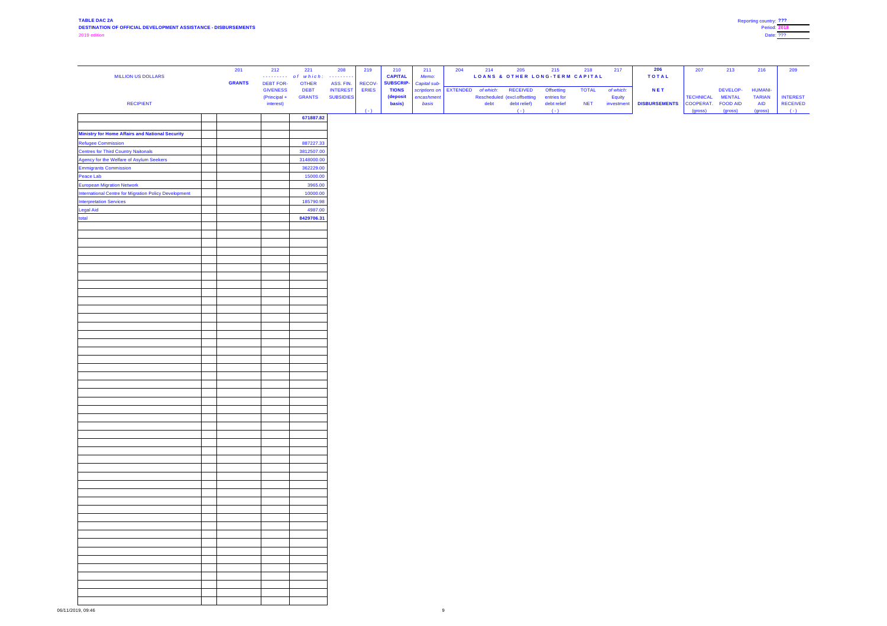**TABLE DAC 2A**
**DESTINATION OF OFFICIAL DEVELOPMENT ASSISTANCE - DISBURSEMENTS**
2019 edition

Reporting country: **???**
Period: **2018**
Date: ???

| MILLION US DOLLARS | 201 | 212 | 221 | 208 | 219 | 210 | 211 | 204 | 214 | 205 | 215 | 218 | 217 | 206 | 207 | 213 | 216 | 209 |
|---|---|---|---|---|---|---|---|---|---|---|---|---|---|---|---|---|---|---|
| | **GRANTS** | - - - - - - - - *of which:* | | - - - - - - - - | | **CAPITAL** | *Memo:* | **LOANS & OTHER LONG-TERM CAPITAL** | | | | | | **TOTAL** | | | | |
| | | DEBT FOR-GIVENESS (Principal + interest) | OTHER DEBT GRANTS | ASS. FIN. INTEREST SUBSIDIES | RECOV-ERIES | **SUBSCRIP-TIONS (deposit basis)** | *Capital sub-scriptions on encashment basis* | EXTENDED | *of which:* Rescheduled debt | RECEIVED (excl.offsetting debt relief) | Offsetting entries for debt relief | TOTAL NET | *of which:* Equity investment | **NET DISBURSEMENTS** | TECHNICAL COOPERAT. (gross) | DEVELOP-MENTAL FOOD AID (gross) | HUMANI-TARIAN AID (gross) | INTEREST RECEIVED |
| **RECIPIENT** | | | | | ( - ) | | | | | ( - ) | ( - ) | | | | | | | ( - ) |
| | | | **671887.82** | | | | | | | | | | | | | | | |
| **Ministry for Home Affairs and National Security** | | | | | | | | | | | | | | | | | | |
| Refugee Commission | | | 887227.33 | | | | | | | | | | | | | | | |
| Centres for Third Country Naitonals | | | 3812507.00 | | | | | | | | | | | | | | | |
| Agency for the Welfare of Asylum Seekers | | | 3148000.00 | | | | | | | | | | | | | | | |
| Emmigrants Commission | | | 362229.00 | | | | | | | | | | | | | | | |
| Peace Lab | | | 15000.00 | | | | | | | | | | | | | | | |
| European Migration Network | | | 3965.00 | | | | | | | | | | | | | | | |
| International Centre for Migration Policy Development | | | 10000.00 | | | | | | | | | | | | | | | |
| Interpretation Services | | | 185790.98 | | | | | | | | | | | | | | | |
| Legal Aid | | | 4987.00 | | | | | | | | | | | | | | | |
| total | | | **8429706.31** | | | | | | | | | | | | | | | |

06/11/2019, 09:46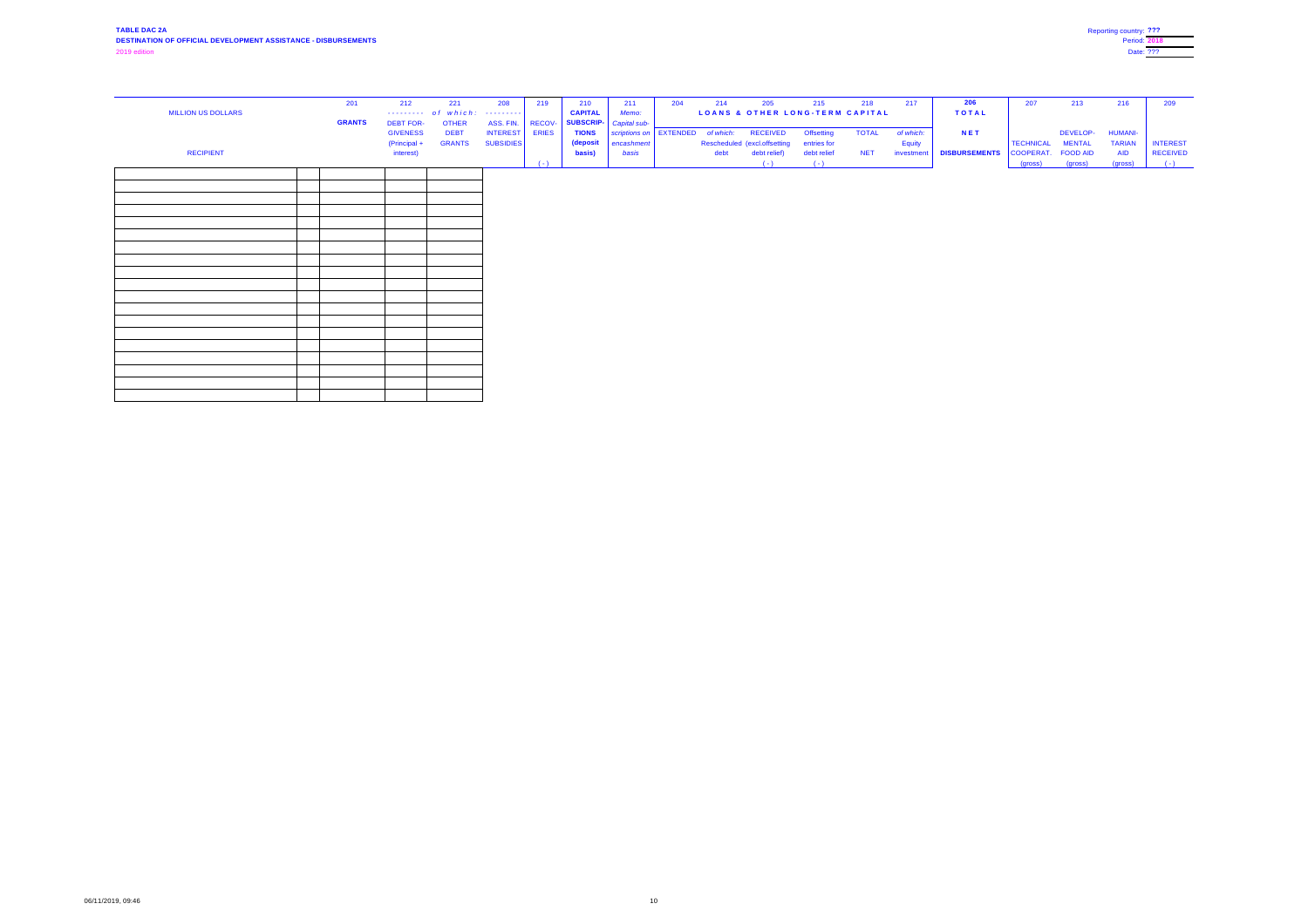**TABLE DAC 2A**

**DESTINATION OF OFFICIAL DEVELOPMENT ASSISTANCE - DISBURSEMENTS**

2019 edition

Reporting country: **???**

Period: **2018**

Date: ???

| MILLION US DOLLARS | 201 | 212 | 221 | 208 | 219 | 210 | 211 | 204 | 214 | 205 | 215 | 218 | 217 | 206 | 207 | 213 | 216 | 209 |
|---|---|---|---|---|---|---|---|---|---|---|---|---|---|---|---|---|---|---|
| | | - - - - - - - - - *of which:* | | - - - - - - - - - | | | | **LOANS & OTHER LONG-TERM CAPITAL** | | | | | | **TOTAL** | | | | |
| RECIPIENT | **GRANTS** | DEBT FOR-GIVENESS (Principal + interest) | OTHER DEBT GRANTS | ASS. FIN. INTEREST SUBSIDIES | RECOV-ERIES ( - ) | **CAPITAL SUBSCRIP-TIONS (deposit basis)** | *Memo: Capital sub-scriptions on encashment basis* | EXTENDED | *of which:* Rescheduled debt | RECEIVED (excl.offsetting debt relief) ( - ) | Offsetting entries for debt relief ( - ) | TOTAL NET | *of which:* Equity investment | **NET DISBURSEMENTS** | TECHNICAL COOPERAT. (gross) | DEVELOP-MENTAL FOOD AID (gross) | HUMANI-TARIAN AID (gross) | INTEREST RECEIVED ( - ) |